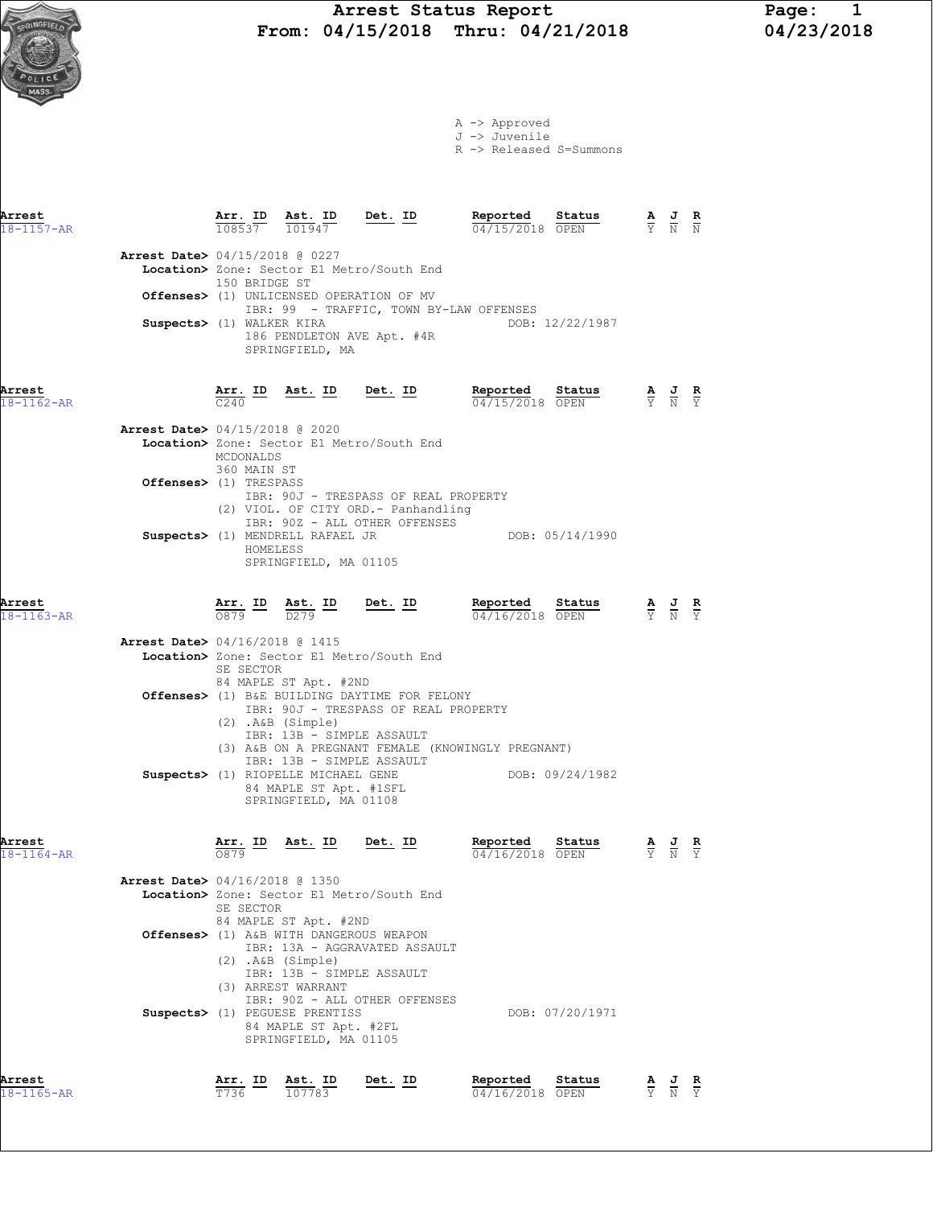# Arrest Status Report

From: 04/15/2018 Thru: 04/21/2018

Page: 1
04/23/2018

A -> Approved
J -> Juvenile
R -> Released S=Summons

| Arrest | Arr. ID | Ast. ID | Det. ID | Reported | Status | A | J | R |
|---|---|---|---|---|---|---|---|---|
| 18-1157-AR | 108537 | 101947 | | 04/15/2018 | OPEN | Y | N | N |

**Arrest Date>** 04/15/2018 @ 0227
**Location>** Zone: Sector E1 Metro/South End
150 BRIDGE ST
**Offenses>** (1) UNLICENSED OPERATION OF MV
IBR: 99 - TRAFFIC, TOWN BY-LAW OFFENSES
**Suspects>** (1) WALKER KIRA DOB: 12/22/1987
186 PENDLETON AVE Apt. #4R
SPRINGFIELD, MA

| Arrest | Arr. ID | Ast. ID | Det. ID | Reported | Status | A | J | R |
|---|---|---|---|---|---|---|---|---|
| 18-1162-AR | C240 | | | 04/15/2018 | OPEN | Y | N | Y |

**Arrest Date>** 04/15/2018 @ 2020
**Location>** Zone: Sector E1 Metro/South End
MCDONALDS
360 MAIN ST
**Offenses>** (1) TRESPASS
IBR: 90J - TRESPASS OF REAL PROPERTY
(2) VIOL. OF CITY ORD.- Panhandling
IBR: 90Z - ALL OTHER OFFENSES
**Suspects>** (1) MENDRELL RAFAEL JR DOB: 05/14/1990
HOMELESS
SPRINGFIELD, MA 01105

| Arrest | Arr. ID | Ast. ID | Det. ID | Reported | Status | A | J | R |
|---|---|---|---|---|---|---|---|---|
| 18-1163-AR | 0879 | D279 | | 04/16/2018 | OPEN | Y | N | Y |

**Arrest Date>** 04/16/2018 @ 1415
**Location>** Zone: Sector E1 Metro/South End
SE SECTOR
84 MAPLE ST Apt. #2ND
**Offenses>** (1) B&E BUILDING DAYTIME FOR FELONY
IBR: 90J - TRESPASS OF REAL PROPERTY
(2) .A&B (Simple)
IBR: 13B - SIMPLE ASSAULT
(3) A&B ON A PREGNANT FEMALE (KNOWINGLY PREGNANT)
IBR: 13B - SIMPLE ASSAULT
**Suspects>** (1) RIOPELLE MICHAEL GENE DOB: 09/24/1982
84 MAPLE ST Apt. #1SFL
SPRINGFIELD, MA 01108

| Arrest | Arr. ID | Ast. ID | Det. ID | Reported | Status | A | J | R |
|---|---|---|---|---|---|---|---|---|
| 18-1164-AR | 0879 | | | 04/16/2018 | OPEN | Y | N | Y |

**Arrest Date>** 04/16/2018 @ 1350
**Location>** Zone: Sector E1 Metro/South End
SE SECTOR
84 MAPLE ST Apt. #2ND
**Offenses>** (1) A&B WITH DANGEROUS WEAPON
IBR: 13A - AGGRAVATED ASSAULT
(2) .A&B (Simple)
IBR: 13B - SIMPLE ASSAULT
(3) ARREST WARRANT
IBR: 90Z - ALL OTHER OFFENSES
**Suspects>** (1) PEGUESE PRENTISS DOB: 07/20/1971
84 MAPLE ST Apt. #2FL
SPRINGFIELD, MA 01105

| Arrest | Arr. ID | Ast. ID | Det. ID | Reported | Status | A | J | R |
|---|---|---|---|---|---|---|---|---|
| 18-1165-AR | T736 | 107783 | | 04/16/2018 | OPEN | Y | N | Y |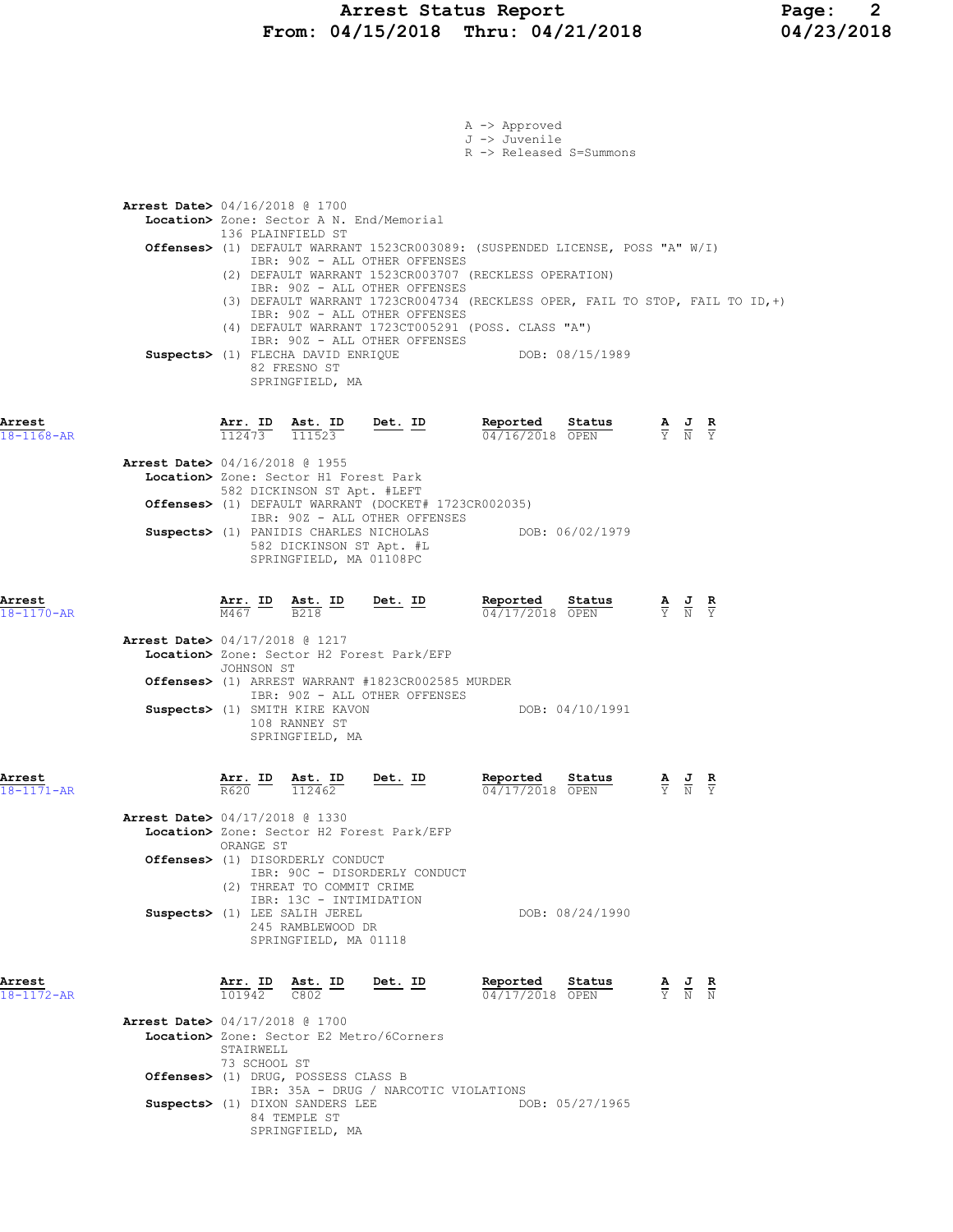# Arrest Status Report
## From: 04/15/2018 Thru: 04/21/2018

A -> Approved
J -> Juvenile
R -> Released S=Summons

**Arrest Date>** 04/16/2018 @ 1700
**Location>** Zone: Sector A N. End/Memorial
136 PLAINFIELD ST
**Offenses>** (1) DEFAULT WARRANT 1523CR003089: (SUSPENDED LICENSE, POSS "A" W/I)
IBR: 90Z - ALL OTHER OFFENSES
(2) DEFAULT WARRANT 1523CR003707 (RECKLESS OPERATION)
IBR: 90Z - ALL OTHER OFFENSES
(3) DEFAULT WARRANT 1723CR004734 (RECKLESS OPER, FAIL TO STOP, FAIL TO ID,+)
IBR: 90Z - ALL OTHER OFFENSES
(4) DEFAULT WARRANT 1723CT005291 (POSS. CLASS "A")
IBR: 90Z - ALL OTHER OFFENSES
**Suspects>** (1) FLECHA DAVID ENRIQUE DOB: 08/15/1989
82 FRESNO ST
SPRINGFIELD, MA

| Arrest | Arr. ID | Ast. ID | Det. ID | Reported | Status | A | J | R |
|---|---|---|---|---|---|---|---|---|
| 18-1168-AR | 112473 | 111523 | | 04/16/2018 | OPEN | Y | N | Y |

**Arrest Date>** 04/16/2018 @ 1955
**Location>** Zone: Sector H1 Forest Park
582 DICKINSON ST Apt. #LEFT
**Offenses>** (1) DEFAULT WARRANT (DOCKET# 1723CR002035)
IBR: 90Z - ALL OTHER OFFENSES
**Suspects>** (1) PANIDIS CHARLES NICHOLAS DOB: 06/02/1979
582 DICKINSON ST Apt. #L
SPRINGFIELD, MA 01108PC

| Arrest | Arr. ID | Ast. ID | Det. ID | Reported | Status | A | J | R |
|---|---|---|---|---|---|---|---|---|
| 18-1170-AR | M467 | B218 | | 04/17/2018 | OPEN | Y | N | Y |

**Arrest Date>** 04/17/2018 @ 1217
**Location>** Zone: Sector H2 Forest Park/EFP
JOHNSON ST
**Offenses>** (1) ARREST WARRANT #1823CR002585 MURDER
IBR: 90Z - ALL OTHER OFFENSES
**Suspects>** (1) SMITH KIRE KAVON DOB: 04/10/1991
108 RANNEY ST
SPRINGFIELD, MA

| Arrest | Arr. ID | Ast. ID | Det. ID | Reported | Status | A | J | R |
|---|---|---|---|---|---|---|---|---|
| 18-1171-AR | R620 | 112462 | | 04/17/2018 | OPEN | Y | N | Y |

**Arrest Date>** 04/17/2018 @ 1330
**Location>** Zone: Sector H2 Forest Park/EFP
ORANGE ST
**Offenses>** (1) DISORDERLY CONDUCT
IBR: 90C - DISORDERLY CONDUCT
(2) THREAT TO COMMIT CRIME
IBR: 13C - INTIMIDATION
**Suspects>** (1) LEE SALIH JEREL DOB: 08/24/1990
245 RAMBLEWOOD DR
SPRINGFIELD, MA 01118

| Arrest | Arr. ID | Ast. ID | Det. ID | Reported | Status | A | J | R |
|---|---|---|---|---|---|---|---|---|
| 18-1172-AR | 101942 | C802 | | 04/17/2018 | OPEN | Y | N | N |

**Arrest Date>** 04/17/2018 @ 1700
**Location>** Zone: Sector E2 Metro/6Corners
STAIRWELL
73 SCHOOL ST
**Offenses>** (1) DRUG, POSSESS CLASS B
IBR: 35A - DRUG / NARCOTIC VIOLATIONS
**Suspects>** (1) DIXON SANDERS LEE DOB: 05/27/1965
84 TEMPLE ST
SPRINGFIELD, MA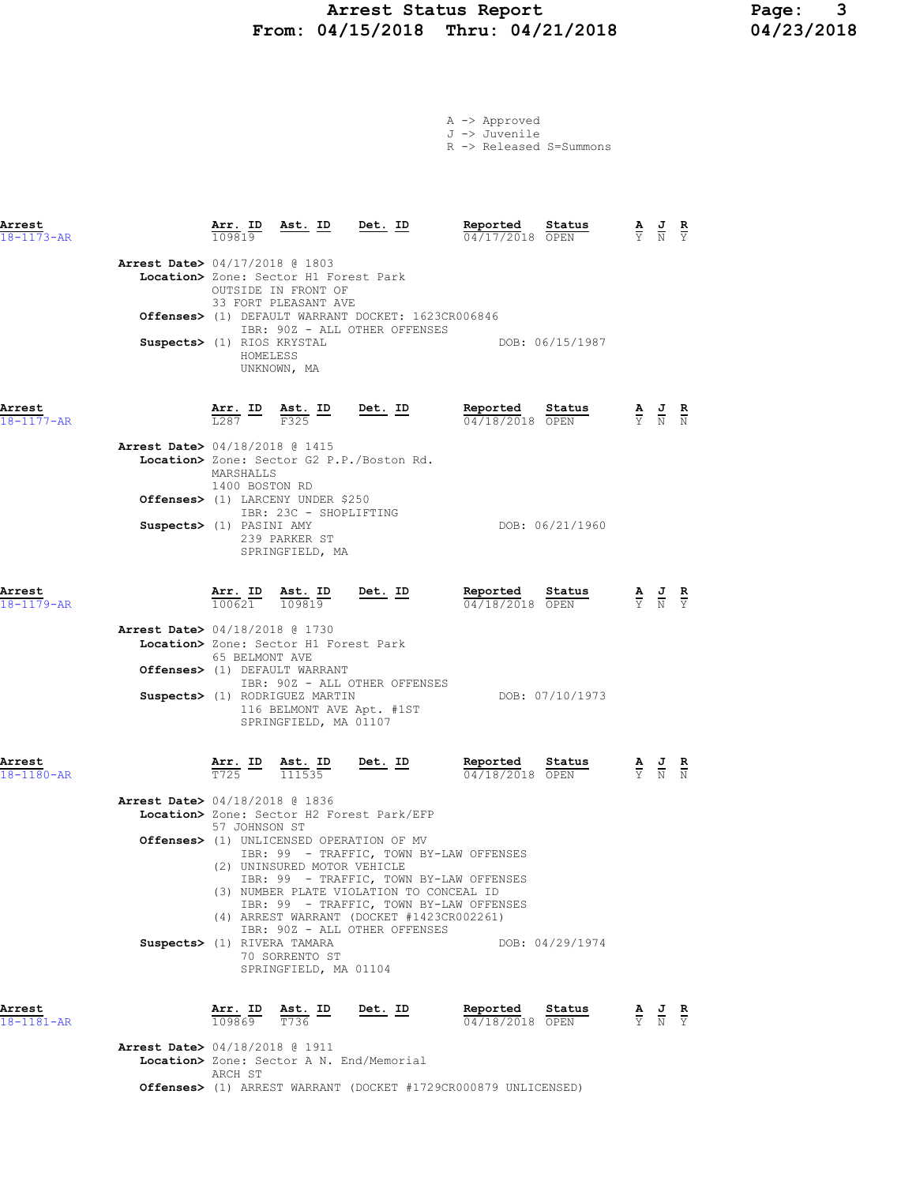# Arrest Status Report
## From: 04/15/2018 Thru: 04/21/2018

A -> Approved
J -> Juvenile
R -> Released S=Summons

| Arrest | Arr. ID | Ast. ID | Det. ID | Reported | Status | A | J | R |
|---|---|---|---|---|---|---|---|---|
| 18-1173-AR | 109819 | | | 04/17/2018 | OPEN | Y | N | Y |

**Arrest Date>** 04/17/2018 @ 1803
**Location>** Zone: Sector H1 Forest Park
OUTSIDE IN FRONT OF
33 FORT PLEASANT AVE
**Offenses>** (1) DEFAULT WARRANT DOCKET: 1623CR006846
IBR: 90Z - ALL OTHER OFFENSES
**Suspects>** (1) RIOS KRYSTAL DOB: 06/15/1987
HOMELESS
UNKNOWN, MA

| Arrest | Arr. ID | Ast. ID | Det. ID | Reported | Status | A | J | R |
|---|---|---|---|---|---|---|---|---|
| 18-1177-AR | L287 | F325 | | 04/18/2018 | OPEN | Y | N | N |

**Arrest Date>** 04/18/2018 @ 1415
**Location>** Zone: Sector G2 P.P./Boston Rd.
MARSHALLS
1400 BOSTON RD
**Offenses>** (1) LARCENY UNDER $250
IBR: 23C - SHOPLIFTING
**Suspects>** (1) PASINI AMY DOB: 06/21/1960
239 PARKER ST
SPRINGFIELD, MA

| Arrest | Arr. ID | Ast. ID | Det. ID | Reported | Status | A | J | R |
|---|---|---|---|---|---|---|---|---|
| 18-1179-AR | 100621 | 109819 | | 04/18/2018 | OPEN | Y | N | Y |

**Arrest Date>** 04/18/2018 @ 1730
**Location>** Zone: Sector H1 Forest Park
65 BELMONT AVE
**Offenses>** (1) DEFAULT WARRANT
IBR: 90Z - ALL OTHER OFFENSES
**Suspects>** (1) RODRIGUEZ MARTIN DOB: 07/10/1973
116 BELMONT AVE Apt. #1ST
SPRINGFIELD, MA 01107

| Arrest | Arr. ID | Ast. ID | Det. ID | Reported | Status | A | J | R |
|---|---|---|---|---|---|---|---|---|
| 18-1180-AR | T725 | 111535 | | 04/18/2018 | OPEN | Y | N | N |

**Arrest Date>** 04/18/2018 @ 1836
**Location>** Zone: Sector H2 Forest Park/EFP
57 JOHNSON ST
**Offenses>** (1) UNLICENSED OPERATION OF MV
IBR: 99 - TRAFFIC, TOWN BY-LAW OFFENSES
(2) UNINSURED MOTOR VEHICLE
IBR: 99 - TRAFFIC, TOWN BY-LAW OFFENSES
(3) NUMBER PLATE VIOLATION TO CONCEAL ID
IBR: 99 - TRAFFIC, TOWN BY-LAW OFFENSES
(4) ARREST WARRANT (DOCKET #1423CR002261)
IBR: 90Z - ALL OTHER OFFENSES
**Suspects>** (1) RIVERA TAMARA DOB: 04/29/1974
70 SORRENTO ST
SPRINGFIELD, MA 01104

| Arrest | Arr. ID | Ast. ID | Det. ID | Reported | Status | A | J | R |
|---|---|---|---|---|---|---|---|---|
| 18-1181-AR | 109869 | T736 | | 04/18/2018 | OPEN | Y | N | Y |

**Arrest Date>** 04/18/2018 @ 1911
**Location>** Zone: Sector A N. End/Memorial
ARCH ST
**Offenses>** (1) ARREST WARRANT (DOCKET #1729CR000879 UNLICENSED)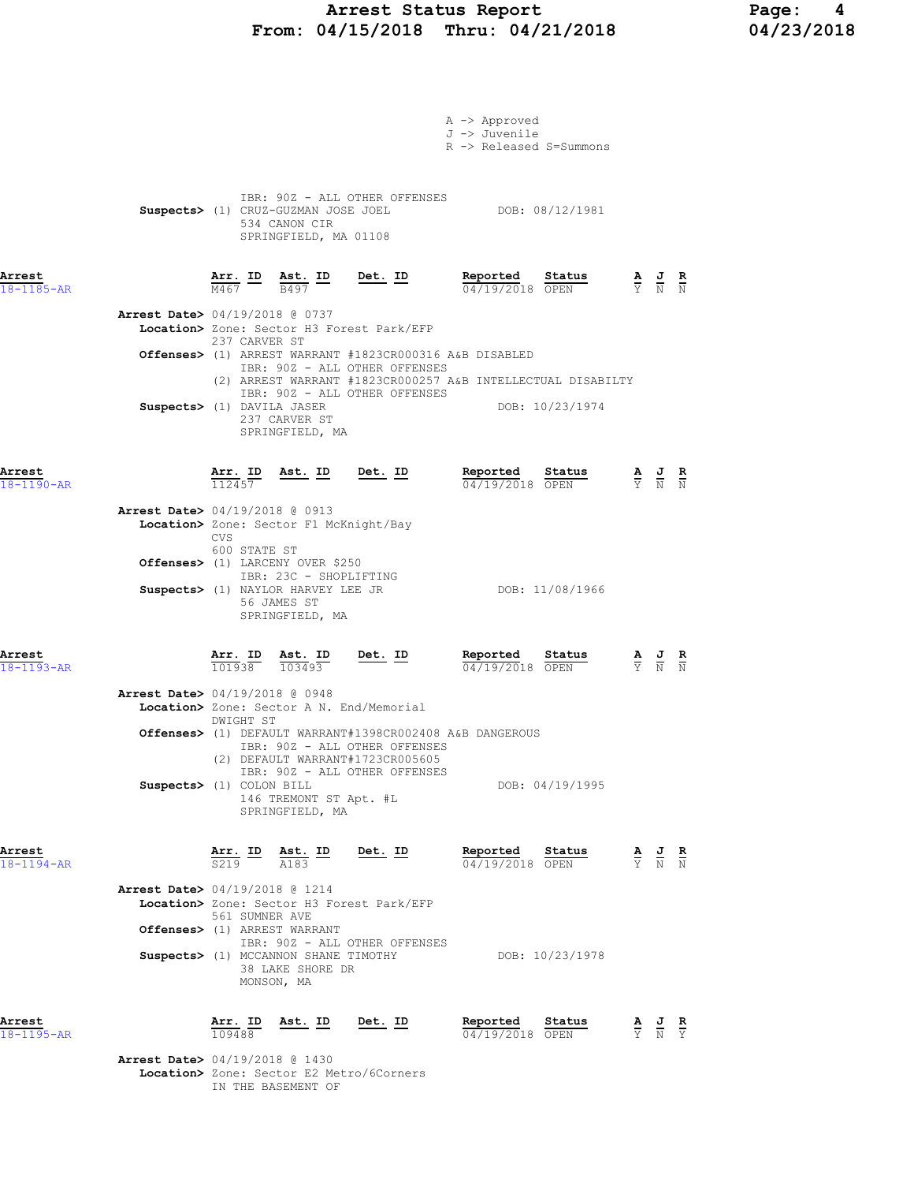A -> Approved
J -> Juvenile
R -> Released S=Summons

IBR: 90Z - ALL OTHER OFFENSES

**Suspects>** (1) CRUZ-GUZMAN JOSE JOEL DOB: 08/12/1981
534 CANON CIR
SPRINGFIELD, MA 01108

| Arrest | Arr. ID | Ast. ID | Det. ID | Reported | Status | A | J | R |
|---|---|---|---|---|---|---|---|---|
| 18-1185-AR | M467 | B497 | | 04/19/2018 | OPEN | Y | N | N |

**Arrest Date>** 04/19/2018 @ 0737
**Location>** Zone: Sector H3 Forest Park/EFP
237 CARVER ST
**Offenses>** (1) ARREST WARRANT #1823CR000316 A&B DISABLED
IBR: 90Z - ALL OTHER OFFENSES
(2) ARREST WARRANT #1823CR000257 A&B INTELLECTUAL DISABILTY
IBR: 90Z - ALL OTHER OFFENSES
**Suspects>** (1) DAVILA JASER DOB: 10/23/1974
237 CARVER ST
SPRINGFIELD, MA

| Arrest | Arr. ID | Ast. ID | Det. ID | Reported | Status | A | J | R |
|---|---|---|---|---|---|---|---|---|
| 18-1190-AR | 112457 | | | 04/19/2018 | OPEN | Y | N | N |

**Arrest Date>** 04/19/2018 @ 0913
**Location>** Zone: Sector F1 McKnight/Bay
CVS
600 STATE ST
**Offenses>** (1) LARCENY OVER $250
IBR: 23C - SHOPLIFTING
**Suspects>** (1) NAYLOR HARVEY LEE JR DOB: 11/08/1966
56 JAMES ST
SPRINGFIELD, MA

| Arrest | Arr. ID | Ast. ID | Det. ID | Reported | Status | A | J | R |
|---|---|---|---|---|---|---|---|---|
| 18-1193-AR | 101938 | 103493 | | 04/19/2018 | OPEN | Y | N | N |

**Arrest Date>** 04/19/2018 @ 0948
**Location>** Zone: Sector A N. End/Memorial
DWIGHT ST
**Offenses>** (1) DEFAULT WARRANT#1398CR002408 A&B DANGEROUS
IBR: 90Z - ALL OTHER OFFENSES
(2) DEFAULT WARRANT#1723CR005605
IBR: 90Z - ALL OTHER OFFENSES
**Suspects>** (1) COLON BILL DOB: 04/19/1995
146 TREMONT ST Apt. #L
SPRINGFIELD, MA

| Arrest | Arr. ID | Ast. ID | Det. ID | Reported | Status | A | J | R |
|---|---|---|---|---|---|---|---|---|
| 18-1194-AR | S219 | A183 | | 04/19/2018 | OPEN | Y | N | N |

**Arrest Date>** 04/19/2018 @ 1214
**Location>** Zone: Sector H3 Forest Park/EFP
561 SUMNER AVE
**Offenses>** (1) ARREST WARRANT
IBR: 90Z - ALL OTHER OFFENSES
**Suspects>** (1) MCCANNON SHANE TIMOTHY DOB: 10/23/1978
38 LAKE SHORE DR
MONSON, MA

| Arrest | Arr. ID | Ast. ID | Det. ID | Reported | Status | A | J | R |
|---|---|---|---|---|---|---|---|---|
| 18-1195-AR | 109488 | | | 04/19/2018 | OPEN | Y | N | Y |

**Arrest Date>** 04/19/2018 @ 1430
**Location>** Zone: Sector E2 Metro/6Corners
IN THE BASEMENT OF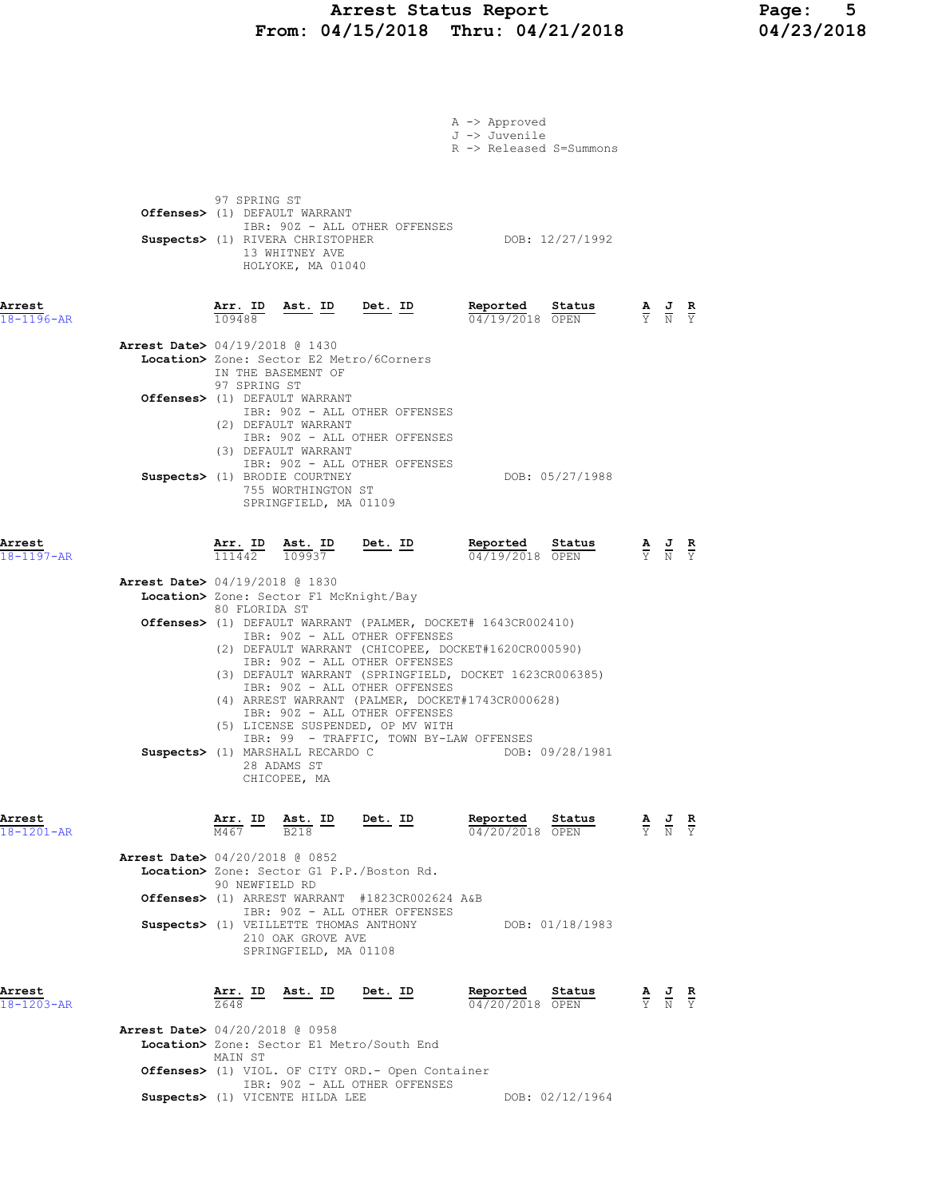A -> Approved
J -> Juvenile
R -> Released S=Summons

97 SPRING ST
**Offenses>** (1) DEFAULT WARRANT
IBR: 90Z - ALL OTHER OFFENSES
**Suspects>** (1) RIVERA CHRISTOPHER DOB: 12/27/1992
13 WHITNEY AVE
HOLYOKE, MA 01040

**Arrest** 18-1196-AR

| Arr. ID | Ast. ID | Det. ID | Reported | Status | A | J | R |
|---|---|---|---|---|---|---|---|
| 109488 | | | 04/19/2018 | OPEN | Y | N | Y |

**Arrest Date>** 04/19/2018 @ 1430
**Location>** Zone: Sector E2 Metro/6Corners
IN THE BASEMENT OF
97 SPRING ST
**Offenses>** (1) DEFAULT WARRANT
IBR: 90Z - ALL OTHER OFFENSES
(2) DEFAULT WARRANT
IBR: 90Z - ALL OTHER OFFENSES
(3) DEFAULT WARRANT
IBR: 90Z - ALL OTHER OFFENSES
**Suspects>** (1) BRODIE COURTNEY DOB: 05/27/1988
755 WORTHINGTON ST
SPRINGFIELD, MA 01109

**Arrest** 18-1197-AR

| Arr. ID | Ast. ID | Det. ID | Reported | Status | A | J | R |
|---|---|---|---|---|---|---|---|
| 111442 | 109937 | | 04/19/2018 | OPEN | Y | N | Y |

**Arrest Date>** 04/19/2018 @ 1830
**Location>** Zone: Sector F1 McKnight/Bay
80 FLORIDA ST
**Offenses>** (1) DEFAULT WARRANT (PALMER, DOCKET# 1643CR002410)
IBR: 90Z - ALL OTHER OFFENSES
(2) DEFAULT WARRANT (CHICOPEE, DOCKET#1620CR000590)
IBR: 90Z - ALL OTHER OFFENSES
(3) DEFAULT WARRANT (SPRINGFIELD, DOCKET 1623CR006385)
IBR: 90Z - ALL OTHER OFFENSES
(4) ARREST WARRANT (PALMER, DOCKET#1743CR000628)
IBR: 90Z - ALL OTHER OFFENSES
(5) LICENSE SUSPENDED, OP MV WITH
IBR: 99 - TRAFFIC, TOWN BY-LAW OFFENSES
**Suspects>** (1) MARSHALL RECARDO C DOB: 09/28/1981
28 ADAMS ST
CHICOPEE, MA

**Arrest** 18-1201-AR

| Arr. ID | Ast. ID | Det. ID | Reported | Status | A | J | R |
|---|---|---|---|---|---|---|---|
| M467 | B218 | | 04/20/2018 | OPEN | Y | N | Y |

**Arrest Date>** 04/20/2018 @ 0852
**Location>** Zone: Sector G1 P.P./Boston Rd.
90 NEWFIELD RD
**Offenses>** (1) ARREST WARRANT #1823CR002624 A&B
IBR: 90Z - ALL OTHER OFFENSES
**Suspects>** (1) VEILLETTE THOMAS ANTHONY DOB: 01/18/1983
210 OAK GROVE AVE
SPRINGFIELD, MA 01108

**Arrest** 18-1203-AR

| Arr. ID | Ast. ID | Det. ID | Reported | Status | A | J | R |
|---|---|---|---|---|---|---|---|
| Z648 | | | 04/20/2018 | OPEN | Y | N | Y |

**Arrest Date>** 04/20/2018 @ 0958
**Location>** Zone: Sector E1 Metro/South End
MAIN ST
**Offenses>** (1) VIOL. OF CITY ORD.- Open Container
IBR: 90Z - ALL OTHER OFFENSES
**Suspects>** (1) VICENTE HILDA LEE DOB: 02/12/1964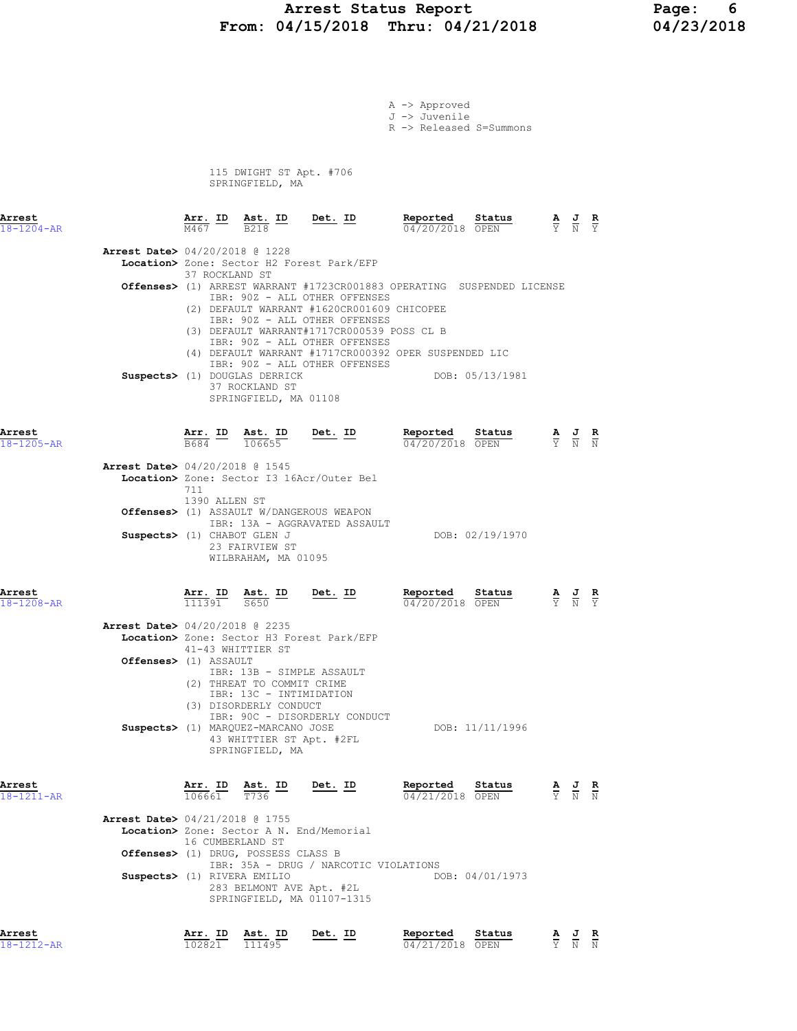A -> Approved
J -> Juvenile
R -> Released S=Summons

115 DWIGHT ST Apt. #706
SPRINGFIELD, MA

| Arrest | Arr. ID | Ast. ID | Det. ID | Reported | Status | A | J | R |
|---|---|---|---|---|---|---|---|---|
| 18-1204-AR | M467 | B218 | | 04/20/2018 | OPEN | Y | N | Y |

**Arrest Date>** 04/20/2018 @ 1228
**Location>** Zone: Sector H2 Forest Park/EFP
37 ROCKLAND ST
**Offenses>** (1) ARREST WARRANT #1723CR001883 OPERATING SUSPENDED LICENSE
IBR: 90Z - ALL OTHER OFFENSES
(2) DEFAULT WARRANT #1620CR001609 CHICOPEE
IBR: 90Z - ALL OTHER OFFENSES
(3) DEFAULT WARRANT#1717CR000539 POSS CL B
IBR: 90Z - ALL OTHER OFFENSES
(4) DEFAULT WARRANT #1717CR000392 OPER SUSPENDED LIC
IBR: 90Z - ALL OTHER OFFENSES
**Suspects>** (1) DOUGLAS DERRICK DOB: 05/13/1981
37 ROCKLAND ST
SPRINGFIELD, MA 01108

| Arrest | Arr. ID | Ast. ID | Det. ID | Reported | Status | A | J | R |
|---|---|---|---|---|---|---|---|---|
| 18-1205-AR | B684 | 106655 | | 04/20/2018 | OPEN | Y | N | N |

**Arrest Date>** 04/20/2018 @ 1545
**Location>** Zone: Sector I3 16Acr/Outer Bel
711
1390 ALLEN ST
**Offenses>** (1) ASSAULT W/DANGEROUS WEAPON
IBR: 13A - AGGRAVATED ASSAULT
**Suspects>** (1) CHABOT GLEN J DOB: 02/19/1970
23 FAIRVIEW ST
WILBRAHAM, MA 01095

| Arrest | Arr. ID | Ast. ID | Det. ID | Reported | Status | A | J | R |
|---|---|---|---|---|---|---|---|---|
| 18-1208-AR | 111391 | S650 | | 04/20/2018 | OPEN | Y | N | Y |

**Arrest Date>** 04/20/2018 @ 2235
**Location>** Zone: Sector H3 Forest Park/EFP
41-43 WHITTIER ST
**Offenses>** (1) ASSAULT
IBR: 13B - SIMPLE ASSAULT
(2) THREAT TO COMMIT CRIME
IBR: 13C - INTIMIDATION
(3) DISORDERLY CONDUCT
IBR: 90C - DISORDERLY CONDUCT
**Suspects>** (1) MARQUEZ-MARCANO JOSE DOB: 11/11/1996
43 WHITTIER ST Apt. #2FL
SPRINGFIELD, MA

| Arrest | Arr. ID | Ast. ID | Det. ID | Reported | Status | A | J | R |
|---|---|---|---|---|---|---|---|---|
| 18-1211-AR | 106661 | T736 | | 04/21/2018 | OPEN | Y | N | N |

**Arrest Date>** 04/21/2018 @ 1755
**Location>** Zone: Sector A N. End/Memorial
16 CUMBERLAND ST
**Offenses>** (1) DRUG, POSSESS CLASS B
IBR: 35A - DRUG / NARCOTIC VIOLATIONS
**Suspects>** (1) RIVERA EMILIO DOB: 04/01/1973
283 BELMONT AVE Apt. #2L
SPRINGFIELD, MA 01107-1315

| Arrest | Arr. ID | Ast. ID | Det. ID | Reported | Status | A | J | R |
|---|---|---|---|---|---|---|---|---|
| 18-1212-AR | 102821 | 111495 | | 04/21/2018 | OPEN | Y | N | N |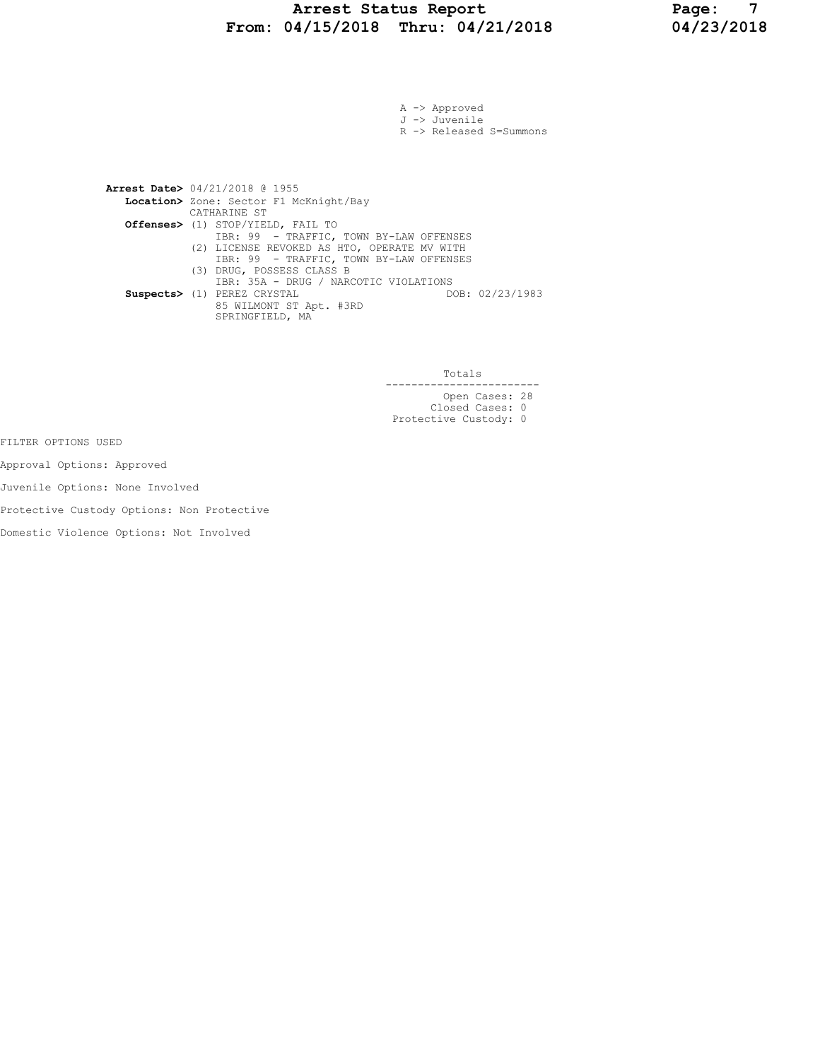A -> Approved
J -> Juvenile
R -> Released S=Summons

**Arrest Date>** 04/21/2018 @ 1955
**Location>** Zone: Sector F1 McKnight/Bay
CATHARINE ST
**Offenses>** (1) STOP/YIELD, FAIL TO
IBR: 99 - TRAFFIC, TOWN BY-LAW OFFENSES
(2) LICENSE REVOKED AS HTO, OPERATE MV WITH
IBR: 99 - TRAFFIC, TOWN BY-LAW OFFENSES
(3) DRUG, POSSESS CLASS B
IBR: 35A - DRUG / NARCOTIC VIOLATIONS
**Suspects>** (1) PEREZ CRYSTAL DOB: 02/23/1983
85 WILMONT ST Apt. #3RD
SPRINGFIELD, MA

Totals
------------------------
Open Cases: 28
Closed Cases: 0
Protective Custody: 0

FILTER OPTIONS USED

Approval Options: Approved

Juvenile Options: None Involved

Protective Custody Options: Non Protective

Domestic Violence Options: Not Involved